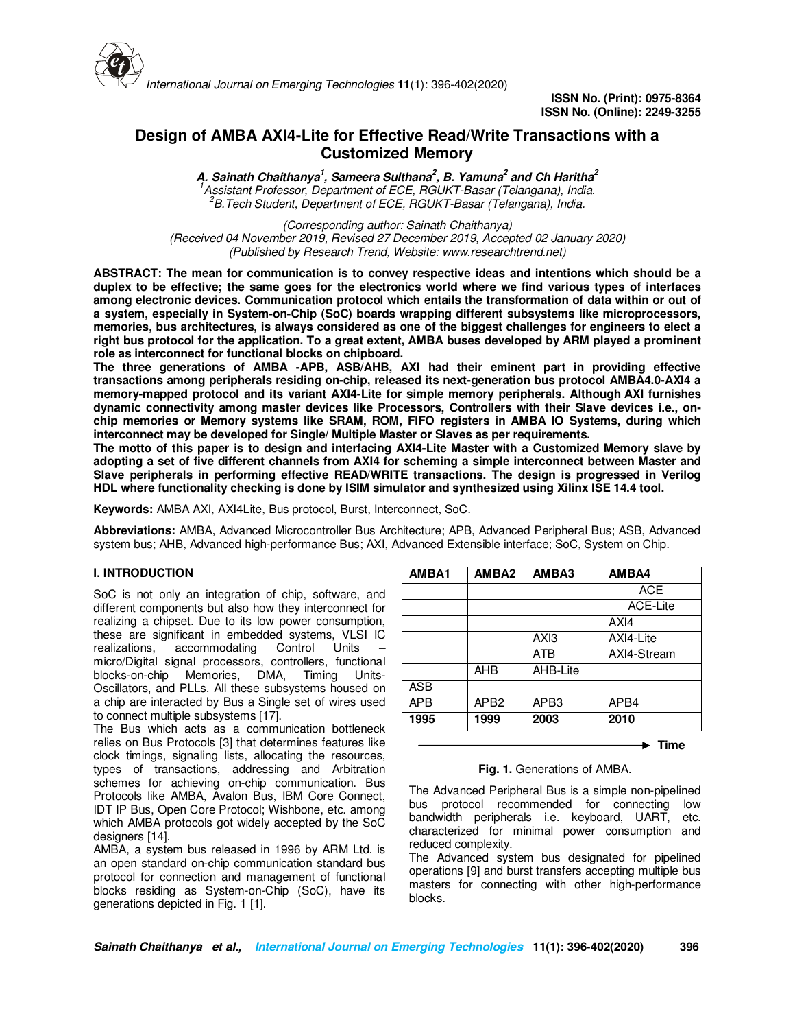# Design of AMBA AXI4-Lite for Effective Read/Write Transactions with a Customized Memory

***A. Sainath Chaithanya[1], Sameera Sulthana[2], B. Yamuna[2] and Ch Haritha[2]***

*[1]Assistant Professor, Department of ECE, RGUKT-Basar (Telangana), India.*
*[2]B.Tech Student, Department of ECE, RGUKT-Basar (Telangana), India.*

*(Corresponding author: Sainath Chaithanya)*
*(Received 04 November 2019, Revised 27 December 2019, Accepted 02 January 2020)*
*(Published by Research Trend, Website: www.researchtrend.net)*

**ABSTRACT: The mean for communication is to convey respective ideas and intentions which should be a duplex to be effective; the same goes for the electronics world where we find various types of interfaces among electronic devices. Communication protocol which entails the transformation of data within or out of a system, especially in System-on-Chip (SoC) boards wrapping different subsystems like microprocessors, memories, bus architectures, is always considered as one of the biggest challenges for engineers to elect a right bus protocol for the application. To a great extent, AMBA buses developed by ARM played a prominent role as interconnect for functional blocks on chipboard.**

**The three generations of AMBA -APB, ASB/AHB, AXI had their eminent part in providing effective transactions among peripherals residing on-chip, released its next-generation bus protocol AMBA4.0-AXI4 a memory-mapped protocol and its variant AXI4-Lite for simple memory peripherals. Although AXI furnishes dynamic connectivity among master devices like Processors, Controllers with their Slave devices i.e., on-chip memories or Memory systems like SRAM, ROM, FIFO registers in AMBA IO Systems, during which interconnect may be developed for Single/ Multiple Master or Slaves as per requirements.**

**The motto of this paper is to design and interfacing AXI4-Lite Master with a Customized Memory slave by adopting a set of five different channels from AXI4 for scheming a simple interconnect between Master and Slave peripherals in performing effective READ/WRITE transactions. The design is progressed in Verilog HDL where functionality checking is done by ISIM simulator and synthesized using Xilinx ISE 14.4 tool.**

**Keywords:** AMBA AXI, AXI4Lite, Bus protocol, Burst, Interconnect, SoC.

**Abbreviations:** AMBA, Advanced Microcontroller Bus Architecture; APB, Advanced Peripheral Bus; ASB, Advanced system bus; AHB, Advanced high-performance Bus; AXI, Advanced Extensible interface; SoC, System on Chip.

## I. INTRODUCTION

SoC is not only an integration of chip, software, and different components but also how they interconnect for realizing a chipset. Due to its low power consumption, these are significant in embedded systems, VLSI IC realizations, accommodating Control Units – micro/Digital signal processors, controllers, functional blocks-on-chip Memories, DMA, Timing Units-Oscillators, and PLLs. All these subsystems housed on a chip are interacted by Bus a Single set of wires used to connect multiple subsystems [17].

The Bus which acts as a communication bottleneck relies on Bus Protocols [3] that determines features like clock timings, signaling lists, allocating the resources, types of transactions, addressing and Arbitration schemes for achieving on-chip communication. Bus Protocols like AMBA, Avalon Bus, IBM Core Connect, IDT IP Bus, Open Core Protocol; Wishbone, etc. among which AMBA protocols got widely accepted by the SoC designers [14].

AMBA, a system bus released in 1996 by ARM Ltd. is an open standard on-chip communication standard bus protocol for connection and management of functional blocks residing as System-on-Chip (SoC), have its generations depicted in Fig. 1 [1].

| AMBA1 | AMBA2 | AMBA3 | AMBA4 |
|---|---|---|---|
| | | | ACE |
| | | | ACE-Lite |
| | | | AXI4 |
| | | AXI3 | AXI4-Lite |
| | | ATB | AXI4-Stream |
| | AHB | AHB-Lite | |
| ASB | | | |
| APB | APB2 | APB3 | APB4 |
| **1995** | **1999** | **2003** | **2010** |

→ **Time**

**Fig. 1.** Generations of AMBA.

The Advanced Peripheral Bus is a simple non-pipelined bus protocol recommended for connecting low bandwidth peripherals i.e. keyboard, UART, etc. characterized for minimal power consumption and reduced complexity.

The Advanced system bus designated for pipelined operations [9] and burst transfers accepting multiple bus masters for connecting with other high-performance blocks.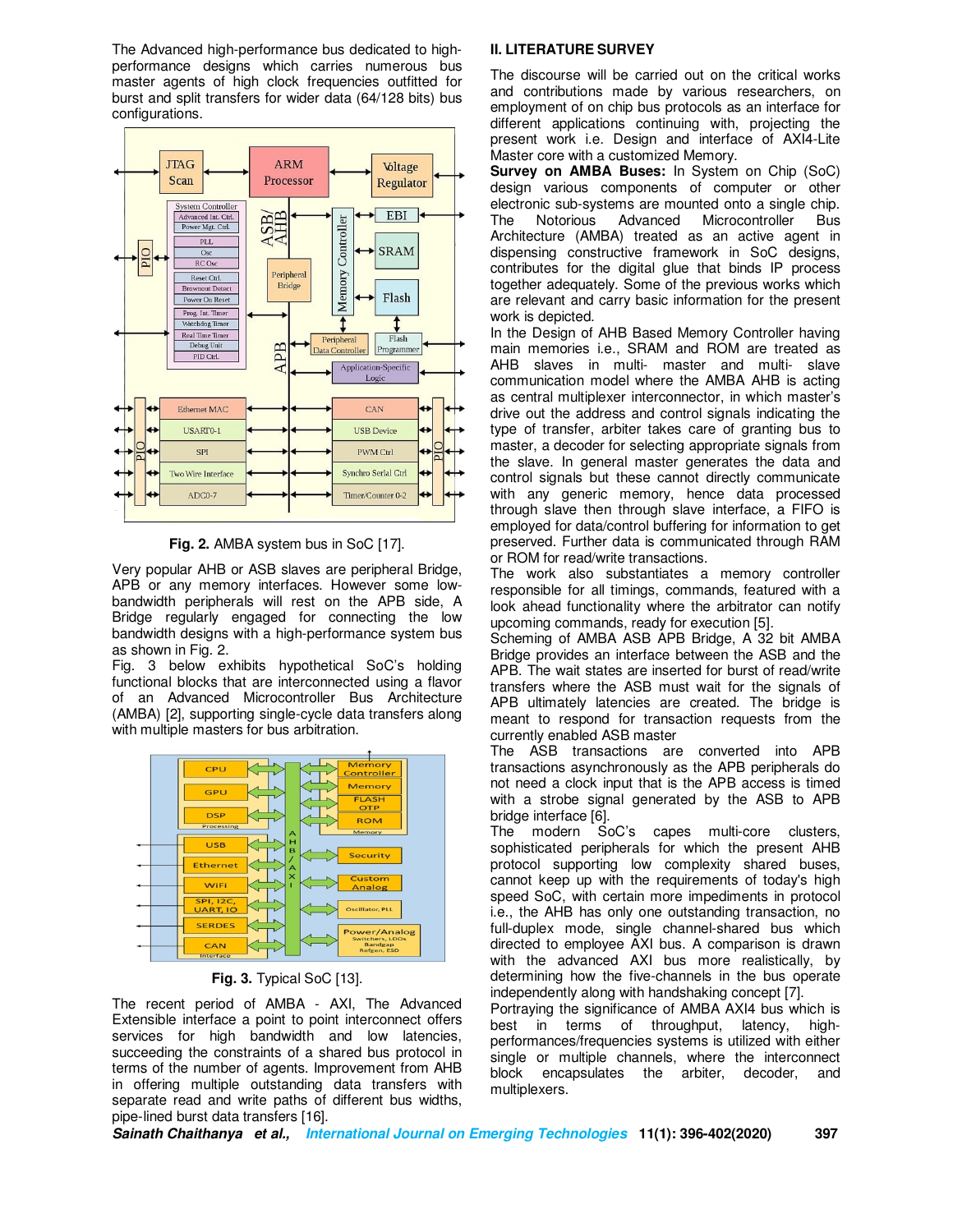The Advanced high-performance bus dedicated to high-performance designs which carries numerous bus master agents of high clock frequencies outfitted for burst and split transfers for wider data (64/128 bits) bus configurations.

**Fig. 2.** AMBA system bus in SoC [17].

Very popular AHB or ASB slaves are peripheral Bridge, APB or any memory interfaces. However some low-bandwidth peripherals will rest on the APB side, A Bridge regularly engaged for connecting the low bandwidth designs with a high-performance system bus as shown in Fig. 2.

Fig. 3 below exhibits hypothetical SoC's holding functional blocks that are interconnected using a flavor of an Advanced Microcontroller Bus Architecture (AMBA) [2], supporting single-cycle data transfers along with multiple masters for bus arbitration.

**Fig. 3.** Typical SoC [13].

The recent period of AMBA - AXI, The Advanced Extensible interface a point to point interconnect offers services for high bandwidth and low latencies, succeeding the constraints of a shared bus protocol in terms of the number of agents. Improvement from AHB in offering multiple outstanding data transfers with separate read and write paths of different bus widths, pipe-lined burst data transfers [16].

## II. LITERATURE SURVEY

The discourse will be carried out on the critical works and contributions made by various researchers, on employment of on chip bus protocols as an interface for different applications continuing with, projecting the present work i.e. Design and interface of AXI4-Lite Master core with a customized Memory.

**Survey on AMBA Buses:** In System on Chip (SoC) design various components of computer or other electronic sub-systems are mounted onto a single chip. The Notorious Advanced Microcontroller Bus Architecture (AMBA) treated as an active agent in dispensing constructive framework in SoC designs, contributes for the digital glue that binds IP process together adequately. Some of the previous works which are relevant and carry basic information for the present work is depicted.

In the Design of AHB Based Memory Controller having main memories i.e., SRAM and ROM are treated as AHB slaves in multi- master and multi- slave communication model where the AMBA AHB is acting as central multiplexer interconnector, in which master's drive out the address and control signals indicating the type of transfer, arbiter takes care of granting bus to master, a decoder for selecting appropriate signals from the slave. In general master generates the data and control signals but these cannot directly communicate with any generic memory, hence data processed through slave then through slave interface, a FIFO is employed for data/control buffering for information to get preserved. Further data is communicated through RAM or ROM for read/write transactions.

The work also substantiates a memory controller responsible for all timings, commands, featured with a look ahead functionality where the arbitrator can notify upcoming commands, ready for execution [5].

Scheming of AMBA ASB APB Bridge, A 32 bit AMBA Bridge provides an interface between the ASB and the APB. The wait states are inserted for burst of read/write transfers where the ASB must wait for the signals of APB ultimately latencies are created. The bridge is meant to respond for transaction requests from the currently enabled ASB master

The ASB transactions are converted into APB transactions asynchronously as the APB peripherals do not need a clock input that is the APB access is timed with a strobe signal generated by the ASB to APB bridge interface [6].

The modern SoC's capes multi-core clusters, sophisticated peripherals for which the present AHB protocol supporting low complexity shared buses, cannot keep up with the requirements of today's high speed SoC, with certain more impediments in protocol i.e., the AHB has only one outstanding transaction, no full-duplex mode, single channel-shared bus which directed to employee AXI bus. A comparison is drawn with the advanced AXI bus more realistically, by determining how the five-channels in the bus operate independently along with handshaking concept [7].

Portraying the significance of AMBA AXI4 bus which is best in terms of throughput, latency, high-performances/frequencies systems is utilized with either single or multiple channels, where the interconnect block encapsulates the arbiter, decoder, and multiplexers.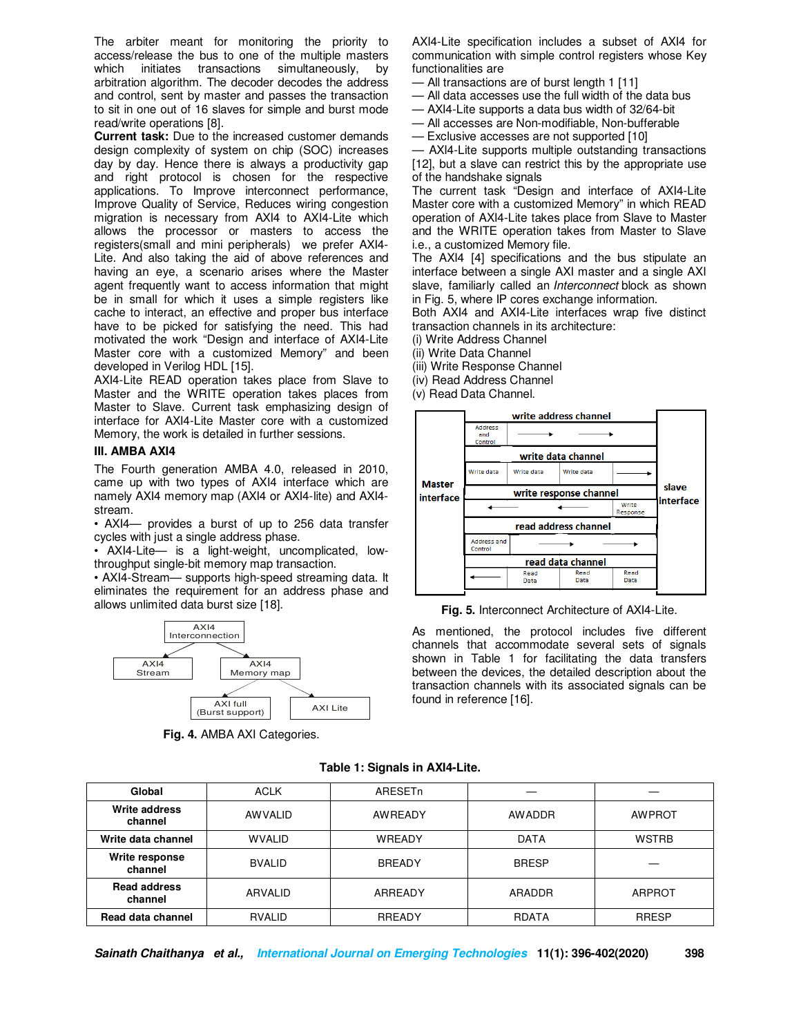The arbiter meant for monitoring the priority to access/release the bus to one of the multiple masters which initiates transactions simultaneously, by arbitration algorithm. The decoder decodes the address and control, sent by master and passes the transaction to sit in one out of 16 slaves for simple and burst mode read/write operations [8].

**Current task:** Due to the increased customer demands design complexity of system on chip (SOC) increases day by day. Hence there is always a productivity gap and right protocol is chosen for the respective applications. To Improve interconnect performance, Improve Quality of Service, Reduces wiring congestion migration is necessary from AXI4 to AXI4-Lite which allows the processor or masters to access the registers(small and mini peripherals) we prefer AXI4-Lite. And also taking the aid of above references and having an eye, a scenario arises where the Master agent frequently want to access information that might be in small for which it uses a simple registers like cache to interact, an effective and proper bus interface have to be picked for satisfying the need. This had motivated the work "Design and interface of AXI4-Lite Master core with a customized Memory" and been developed in Verilog HDL [15].

AXI4-Lite READ operation takes place from Slave to Master and the WRITE operation takes places from Master to Slave. Current task emphasizing design of interface for AXI4-Lite Master core with a customized Memory, the work is detailed in further sessions.

## III. AMBA AXI4

The Fourth generation AMBA 4.0, released in 2010, came up with two types of AXI4 interface which are namely AXI4 memory map (AXI4 or AXI4-lite) and AXI4-stream.

- AXI4— provides a burst of up to 256 data transfer cycles with just a single address phase.
- AXI4-Lite— is a light-weight, uncomplicated, low-throughput single-bit memory map transaction.
- AXI4-Stream— supports high-speed streaming data. It eliminates the requirement for an address phase and allows unlimited data burst size [18].

**Fig. 4.** AMBA AXI Categories.

AXI4-Lite specification includes a subset of AXI4 for communication with simple control registers whose Key functionalities are

— All transactions are of burst length 1 [11]
— All data accesses use the full width of the data bus
— AXI4-Lite supports a data bus width of 32/64-bit
— All accesses are Non-modifiable, Non-bufferable
— Exclusive accesses are not supported [10]
— AXI4-Lite supports multiple outstanding transactions [12], but a slave can restrict this by the appropriate use of the handshake signals

The current task "Design and interface of AXI4-Lite Master core with a customized Memory" in which READ operation of AXI4-Lite takes place from Slave to Master and the WRITE operation takes from Master to Slave i.e., a customized Memory file.

The AXI4 [4] specifications and the bus stipulate an interface between a single AXI master and a single AXI slave, familiarly called an *Interconnect* block as shown in Fig. 5, where IP cores exchange information.

Both AXI4 and AXI4-Lite interfaces wrap five distinct transaction channels in its architecture:

(i) Write Address Channel
(ii) Write Data Channel
(iii) Write Response Channel
(iv) Read Address Channel
(v) Read Data Channel.

**Fig. 5.** Interconnect Architecture of AXI4-Lite.

As mentioned, the protocol includes five different channels that accommodate several sets of signals shown in Table 1 for facilitating the data transfers between the devices, the detailed description about the transaction channels with its associated signals can be found in reference [16].

**Table 1: Signals in AXI4-Lite.**

| | | | | |
|---|---|---|---|---|
| **Global** | ACLK | ARESETn | — | — |
| **Write address channel** | AWVALID | AWREADY | AWADDR | AWPROT |
| **Write data channel** | WVALID | WREADY | DATA | WSTRB |
| **Write response channel** | BVALID | BREADY | BRESP | — |
| **Read address channel** | ARVALID | ARREADY | ARADDR | ARPROT |
| **Read data channel** | RVALID | RREADY | RDATA | RRESP |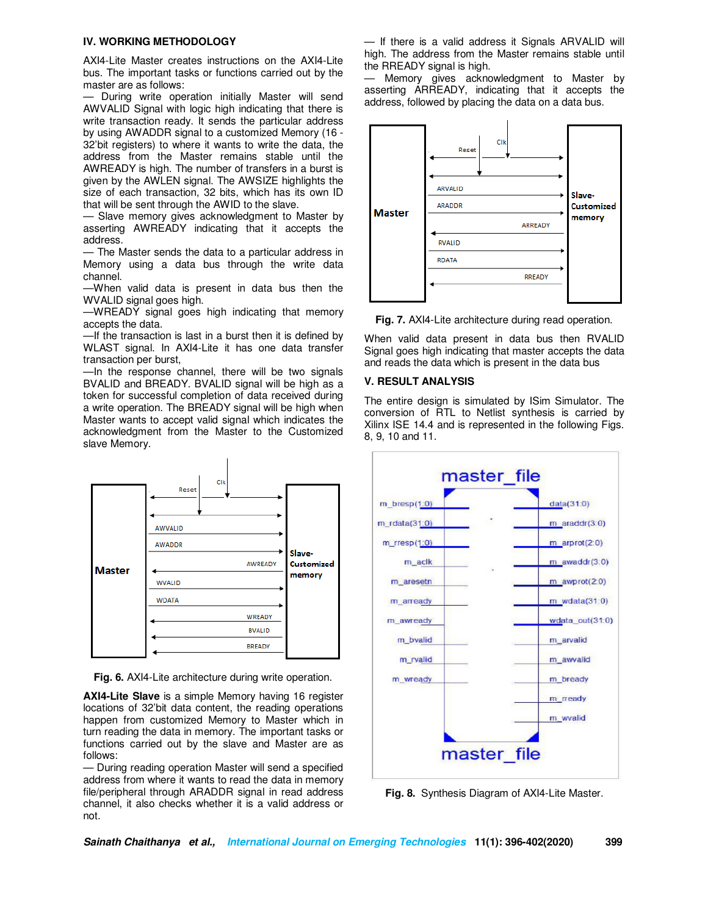## IV. WORKING METHODOLOGY

AXI4-Lite Master creates instructions on the AXI4-Lite bus. The important tasks or functions carried out by the master are as follows:

— During write operation initially Master will send AWVALID Signal with logic high indicating that there is write transaction ready. It sends the particular address by using AWADDR signal to a customized Memory (16 - 32'bit registers) to where it wants to write the data, the address from the Master remains stable until the AWREADY is high. The number of transfers in a burst is given by the AWLEN signal. The AWSIZE highlights the size of each transaction, 32 bits, which has its own ID that will be sent through the AWID to the slave.

— Slave memory gives acknowledgment to Master by asserting AWREADY indicating that it accepts the address.

— The Master sends the data to a particular address in Memory using a data bus through the write data channel.

—When valid data is present in data bus then the WVALID signal goes high.

—WREADY signal goes high indicating that memory accepts the data.

—If the transaction is last in a burst then it is defined by WLAST signal. In AXI4-Lite it has one data transfer transaction per burst,

—In the response channel, there will be two signals BVALID and BREADY. BVALID signal will be high as a token for successful completion of data received during a write operation. The BREADY signal will be high when Master wants to accept valid signal which indicates the acknowledgment from the Master to the Customized slave Memory.

**Fig. 6.** AXI4-Lite architecture during write operation.

**AXI4-Lite Slave** is a simple Memory having 16 register locations of 32'bit data content, the reading operations happen from customized Memory to Master which in turn reading the data in memory. The important tasks or functions carried out by the slave and Master are as follows:

— During reading operation Master will send a specified address from where it wants to read the data in memory file/peripheral through ARADDR signal in read address channel, it also checks whether it is a valid address or not.

— If there is a valid address it Signals ARVALID will high. The address from the Master remains stable until the RREADY signal is high.

— Memory gives acknowledgment to Master by asserting ARREADY, indicating that it accepts the address, followed by placing the data on a data bus.

**Fig. 7.** AXI4-Lite architecture during read operation.

When valid data present in data bus then RVALID Signal goes high indicating that master accepts the data and reads the data which is present in the data bus

## V. RESULT ANALYSIS

The entire design is simulated by ISim Simulator. The conversion of RTL to Netlist synthesis is carried by Xilinx ISE 14.4 and is represented in the following Figs. 8, 9, 10 and 11.

**Fig. 8.** Synthesis Diagram of AXI4-Lite Master.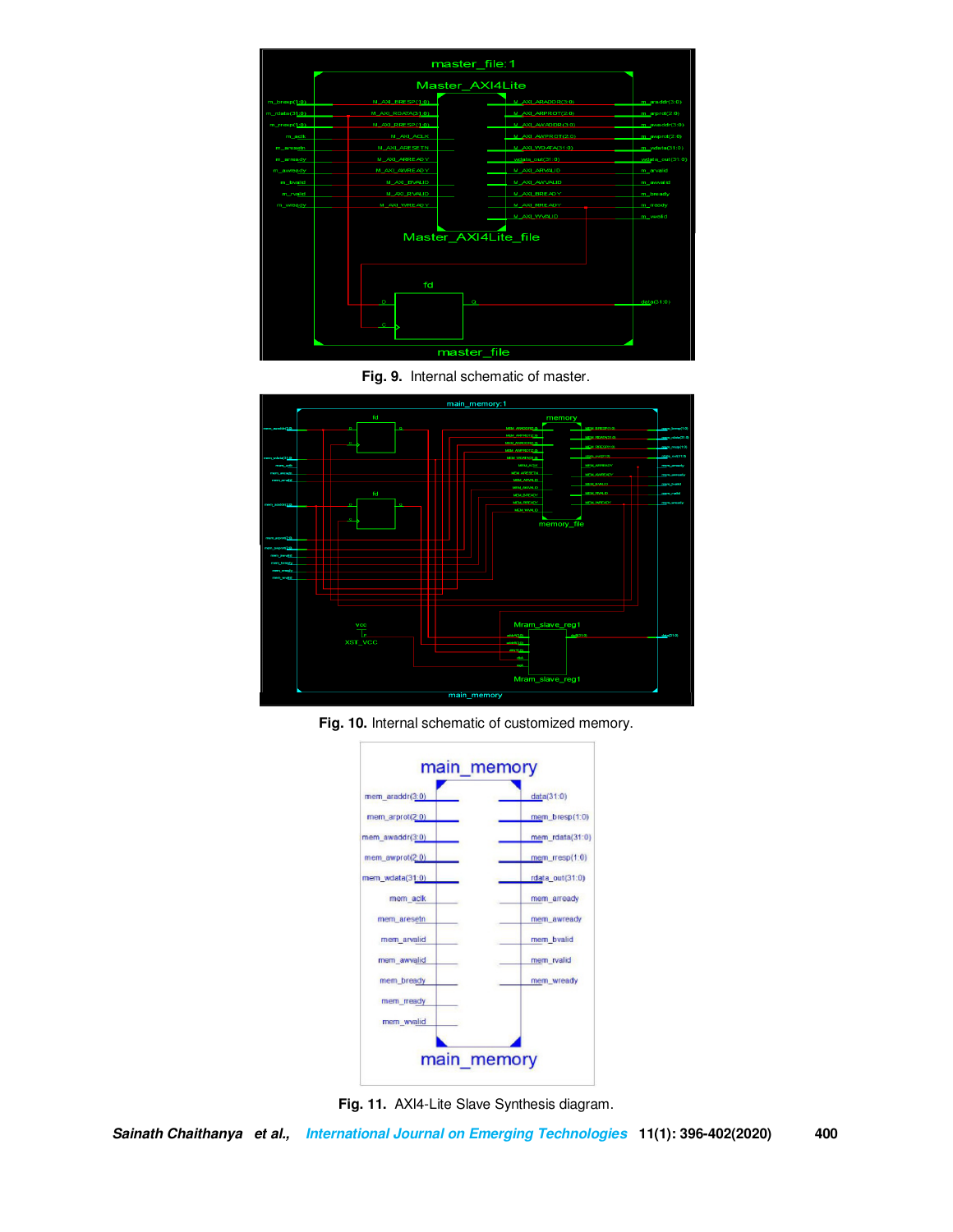Fig. 9. Internal schematic of master.

Fig. 10. Internal schematic of customized memory.

Fig. 11. AXI4-Lite Slave Synthesis diagram.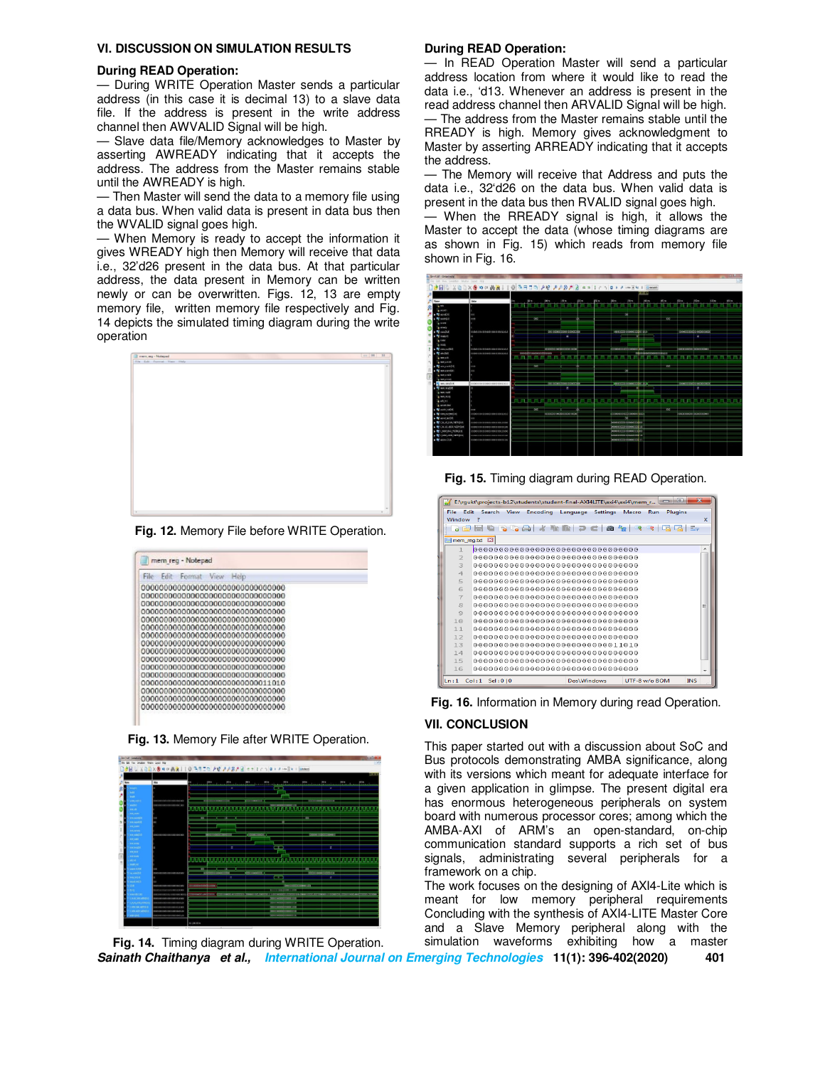## VI. DISCUSSION ON SIMULATION RESULTS

### During READ Operation:

— During WRITE Operation Master sends a particular address (in this case it is decimal 13) to a slave data file. If the address is present in the write address channel then AWVALID Signal will be high.

— Slave data file/Memory acknowledges to Master by asserting AWREADY indicating that it accepts the address. The address from the Master remains stable until the AWREADY is high.

— Then Master will send the data to a memory file using a data bus. When valid data is present in data bus then the WVALID signal goes high.

— When Memory is ready to accept the information it gives WREADY high then Memory will receive that data i.e., 32'd26 present in the data bus. At that particular address, the data present in Memory can be written newly or can be overwritten. Figs. 12, 13 are empty memory file, written memory file respectively and Fig. 14 depicts the simulated timing diagram during the write operation

**Fig. 12.** Memory File before WRITE Operation.

**Fig. 13.** Memory File after WRITE Operation.

**Fig. 14.** Timing diagram during WRITE Operation.

### During READ Operation:

— In READ Operation Master will send a particular address location from where it would like to read the data i.e., 'd13. Whenever an address is present in the read address channel then ARVALID Signal will be high.

— The address from the Master remains stable until the RREADY is high. Memory gives acknowledgment to Master by asserting ARREADY indicating that it accepts the address.

— The Memory will receive that Address and puts the data i.e., 32'd26 on the data bus. When valid data is present in the data bus then RVALID signal goes high.

— When the RREADY signal is high, it allows the Master to accept the data (whose timing diagrams are as shown in Fig. 15) which reads from memory file shown in Fig. 16.

**Fig. 15.** Timing diagram during READ Operation.

**Fig. 16.** Information in Memory during read Operation.

## VII. CONCLUSION

This paper started out with a discussion about SoC and Bus protocols demonstrating AMBA significance, along with its versions which meant for adequate interface for a given application in glimpse. The present digital era has enormous heterogeneous peripherals on system board with numerous processor cores; among which the AMBA-AXI of ARM's an open-standard, on-chip communication standard supports a rich set of bus signals, administrating several peripherals for a framework on a chip.

The work focuses on the designing of AXI4-Lite which is meant for low memory peripheral requirements Concluding with the synthesis of AXI4-LITE Master Core and a Slave Memory peripheral along with the simulation waveforms exhibiting how a master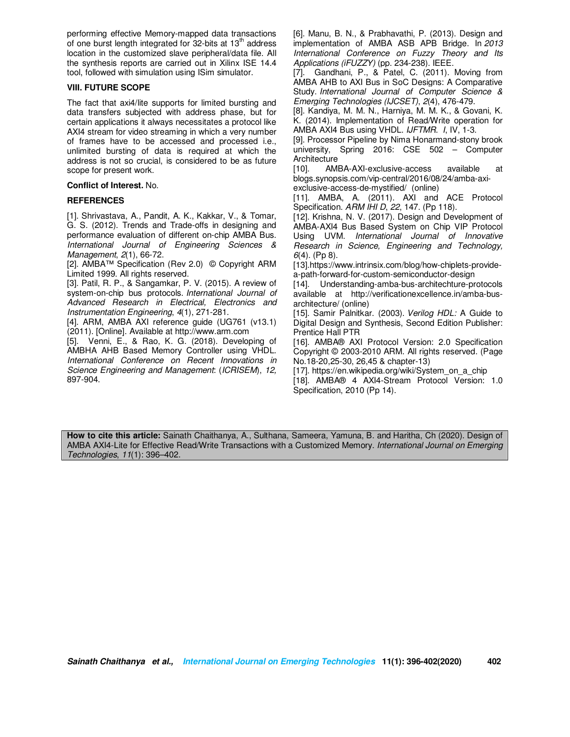performing effective Memory-mapped data transactions of one burst length integrated for 32-bits at 13[th] address location in the customized slave peripheral/data file. All the synthesis reports are carried out in Xilinx ISE 14.4 tool, followed with simulation using ISim simulator.

## VIII. FUTURE SCOPE

The fact that axi4/lite supports for limited bursting and data transfers subjected with address phase, but for certain applications it always necessitates a protocol like AXI4 stream for video streaming in which a very number of frames have to be accessed and processed i.e., unlimited bursting of data is required at which the address is not so crucial, is considered to be as future scope for present work.

**Conflict of Interest.** No.

## REFERENCES

[1]. Shrivastava, A., Pandit, A. K., Kakkar, V., & Tomar, G. S. (2012). Trends and Trade-offs in designing and performance evaluation of different on-chip AMBA Bus. *International Journal of Engineering Sciences & Management*, *2*(1), 66-72.

[2]. AMBA™ Specification (Rev 2.0) © Copyright ARM Limited 1999. All rights reserved.

[3]. Patil, R. P., & Sangamkar, P. V. (2015). A review of system-on-chip bus protocols. *International Journal of Advanced Research in Electrical, Electronics and Instrumentation Engineering*, *4*(1), 271-281.

[4]. ARM, AMBA AXI reference guide (UG761 (v13.1) (2011). [Online]. Available at http://www.arm.com

[5]. Venni, E., & Rao, K. G. (2018). Developing of AMBHA AHB Based Memory Controller using VHDL. *International Conference on Recent Innovations in Science Engineering and Management*: (*ICRISEM*), *12*, 897-904.

[6]. Manu, B. N., & Prabhavathi, P. (2013). Design and implementation of AMBA ASB APB Bridge. In *2013 International Conference on Fuzzy Theory and Its Applications (iFUZZY)* (pp. 234-238). IEEE.

[7]. Gandhani, P., & Patel, C. (2011). Moving from AMBA AHB to AXI Bus in SoC Designs: A Comparative Study. *International Journal of Computer Science & Emerging Technologies (IJCSET)*, *2*(4), 476-479.

[8]. Kandiya, M. M. N., Harniya, M. M. K., & Govani, K. K. (2014). Implementation of Read/Write operation for AMBA AXI4 Bus using VHDL. *IJFTMR*. *I*, IV, 1-3.

[9]. Processor Pipeline by Nima Honarmand-stony brook university, Spring 2016: CSE 502 – Computer Architecture

[10]. AMBA-AXI-exclusive-access available at blogs.synopsis.com/vip-central/2016/08/24/amba-axi-exclusive-access-de-mystified/ (online)

[11]. AMBA, A. (2011). AXI and ACE Protocol Specification. *ARM IHI D*, *22*, 147. (Pp 118).

[12]. Krishna, N. V. (2017). Design and Development of AMBA-AXI4 Bus Based System on Chip VIP Protocol Using UVM. *International Journal of Innovative Research in Science, Engineering and Technology, 6*(4). (Pp 8).

[13].https://www.intrinsix.com/blog/how-chiplets-provide-a-path-forward-for-custom-semiconductor-design

[14]. Understanding-amba-bus-architechture-protocols available at http://verificationexcellence.in/amba-bus-architecture/ (online)

[15]. Samir Palnitkar. (2003). *Verilog HDL:* A Guide to Digital Design and Synthesis, Second Edition Publisher: Prentice Hall PTR

[16]. AMBA® AXI Protocol Version: 2.0 Specification Copyright © 2003-2010 ARM. All rights reserved. (Page No.18-20,25-30, 26,45 & chapter-13)

[17]. https://en.wikipedia.org/wiki/System_on_a_chip

[18]. AMBA® 4 AXI4-Stream Protocol Version: 1.0 Specification, 2010 (Pp 14).

**How to cite this article:** Sainath Chaithanya, A., Sulthana, Sameera, Yamuna, B. and Haritha, Ch (2020). Design of AMBA AXI4-Lite for Effective Read/Write Transactions with a Customized Memory. *International Journal on Emerging Technologies*, *11*(1): 396–402.